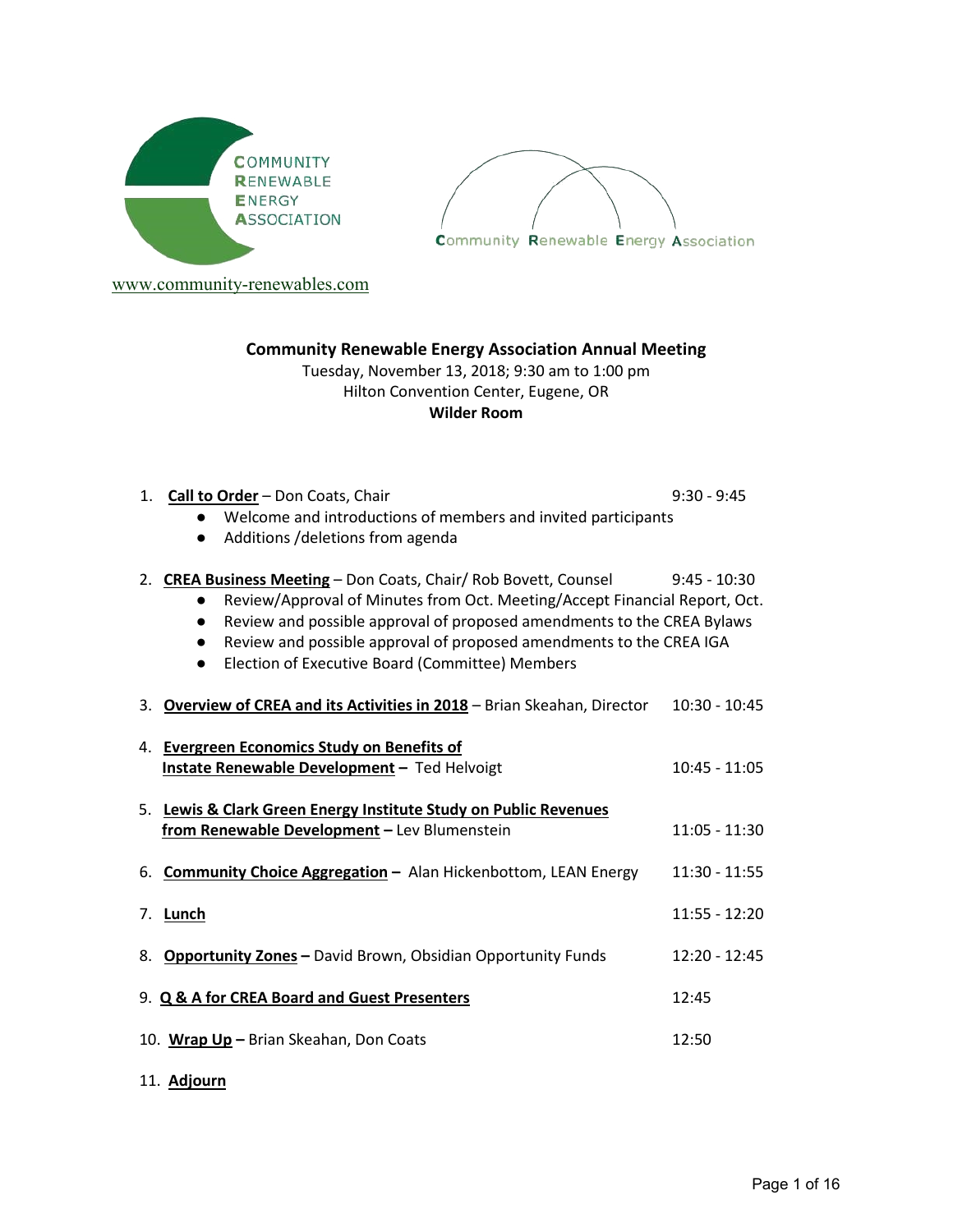COMMUNITY RENEWABLE ENERGY ASSOCIATION

Community Renewable Energy Association

www.community-renewables.com

**Community Renewable Energy Association Annual Meeting**
Tuesday, November 13, 2018; 9:30 am to 1:00 pm
Hilton Convention Center, Eugene, OR
**Wilder Room**

1. **Call to Order** – Don Coats, Chair — 9:30 - 9:45
   - Welcome and introductions of members and invited participants
   - Additions /deletions from agenda

2. **CREA Business Meeting** – Don Coats, Chair/ Rob Bovett, Counsel — 9:45 - 10:30
   - Review/Approval of Minutes from Oct. Meeting/Accept Financial Report, Oct.
   - Review and possible approval of proposed amendments to the CREA Bylaws
   - Review and possible approval of proposed amendments to the CREA IGA
   - Election of Executive Board (Committee) Members

3. **Overview of CREA and its Activities in 2018** – Brian Skeahan, Director — 10:30 - 10:45

4. **Evergreen Economics Study on Benefits of Instate Renewable Development** – Ted Helvoigt — 10:45 - 11:05

5. **Lewis & Clark Green Energy Institute Study on Public Revenues from Renewable Development** – Lev Blumenstein — 11:05 - 11:30

6. **Community Choice Aggregation** – Alan Hickenbottom, LEAN Energy — 11:30 - 11:55

7. **Lunch** — 11:55 - 12:20

8. **Opportunity Zones** – David Brown, Obsidian Opportunity Funds — 12:20 - 12:45

9. **Q & A for CREA Board and Guest Presenters** — 12:45

10. **Wrap Up** – Brian Skeahan, Don Coats — 12:50

11. **Adjourn**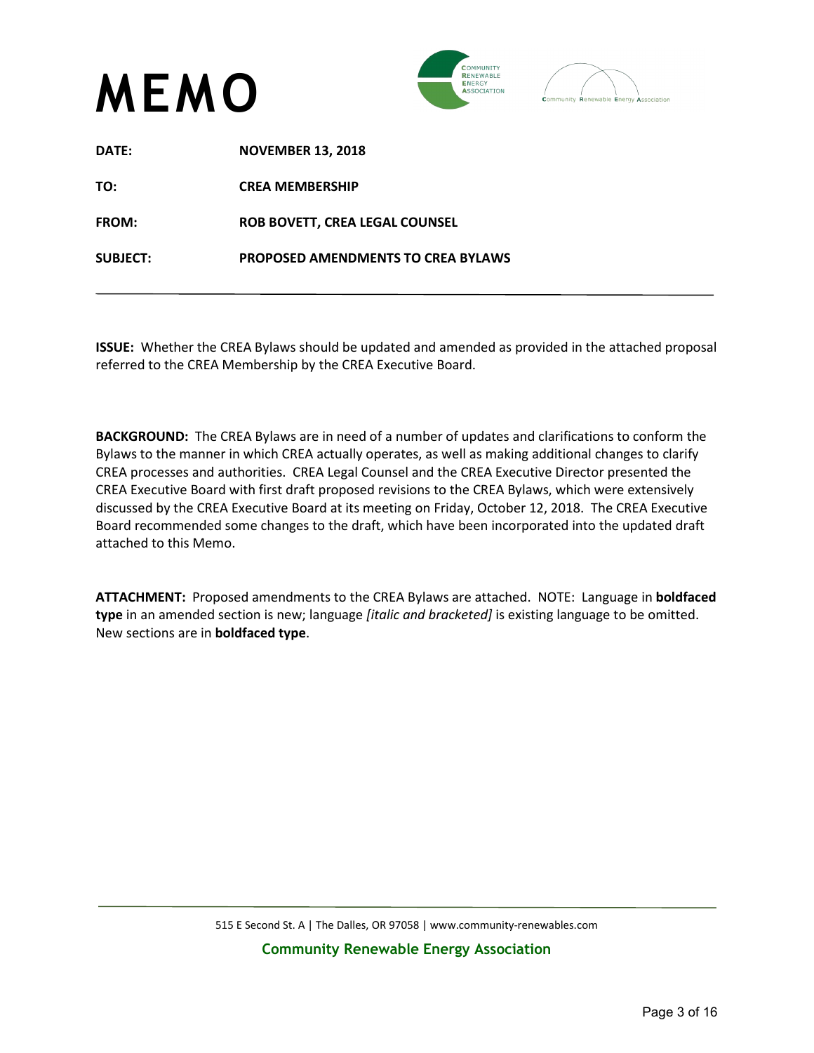# MEMO

**DATE:** **NOVEMBER 13, 2018**

**TO:** **CREA MEMBERSHIP**

**FROM:** **ROB BOVETT, CREA LEGAL COUNSEL**

**SUBJECT:** **PROPOSED AMENDMENTS TO CREA BYLAWS**

---

**ISSUE:** Whether the CREA Bylaws should be updated and amended as provided in the attached proposal referred to the CREA Membership by the CREA Executive Board.

**BACKGROUND:** The CREA Bylaws are in need of a number of updates and clarifications to conform the Bylaws to the manner in which CREA actually operates, as well as making additional changes to clarify CREA processes and authorities. CREA Legal Counsel and the CREA Executive Director presented the CREA Executive Board with first draft proposed revisions to the CREA Bylaws, which were extensively discussed by the CREA Executive Board at its meeting on Friday, October 12, 2018. The CREA Executive Board recommended some changes to the draft, which have been incorporated into the updated draft attached to this Memo.

**ATTACHMENT:** Proposed amendments to the CREA Bylaws are attached. NOTE: Language in **boldfaced type** in an amended section is new; language *[italic and bracketed]* is existing language to be omitted. New sections are in **boldfaced type**.

---

515 E Second St. A | The Dalles, OR 97058 | www.community-renewables.com

**Community Renewable Energy Association**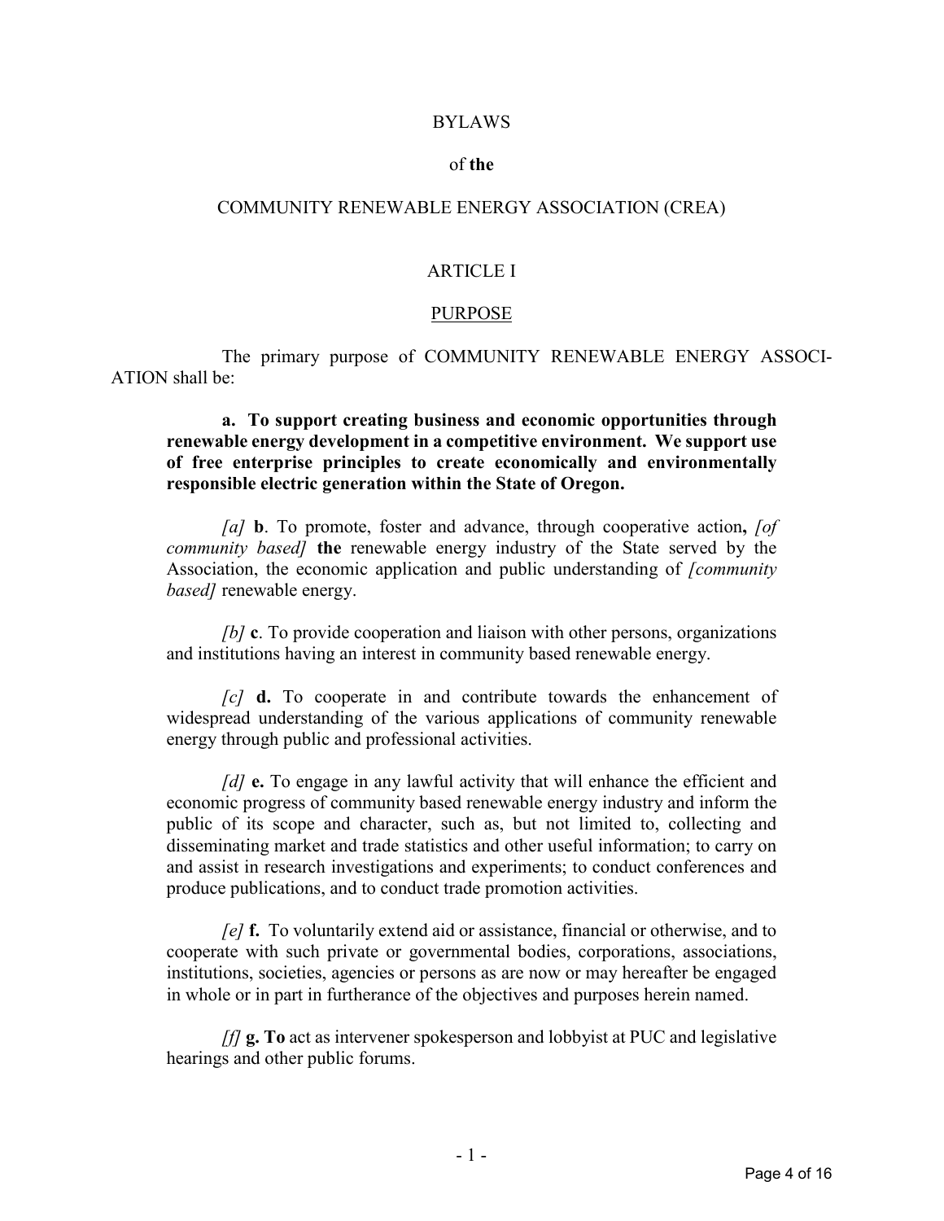BYLAWS

of **the**

COMMUNITY RENEWABLE ENERGY ASSOCIATION (CREA)

ARTICLE I

PURPOSE

The primary purpose of COMMUNITY RENEWABLE ENERGY ASSOCIATION shall be:

**a. To support creating business and economic opportunities through renewable energy development in a competitive environment. We support use of free enterprise principles to create economically and environmentally responsible electric generation within the State of Oregon.**

*[a]* **b**. To promote, foster and advance, through cooperative action**,** *[of community based]* **the** renewable energy industry of the State served by the Association, the economic application and public understanding of *[community based]* renewable energy.

*[b]* **c**. To provide cooperation and liaison with other persons, organizations and institutions having an interest in community based renewable energy.

*[c]* **d.** To cooperate in and contribute towards the enhancement of widespread understanding of the various applications of community renewable energy through public and professional activities.

*[d]* **e.** To engage in any lawful activity that will enhance the efficient and economic progress of community based renewable energy industry and inform the public of its scope and character, such as, but not limited to, collecting and disseminating market and trade statistics and other useful information; to carry on and assist in research investigations and experiments; to conduct conferences and produce publications, and to conduct trade promotion activities.

*[e]* **f.** To voluntarily extend aid or assistance, financial or otherwise, and to cooperate with such private or governmental bodies, corporations, associations, institutions, societies, agencies or persons as are now or may hereafter be engaged in whole or in part in furtherance of the objectives and purposes herein named.

*[f]* **g. To** act as intervener spokesperson and lobbyist at PUC and legislative hearings and other public forums.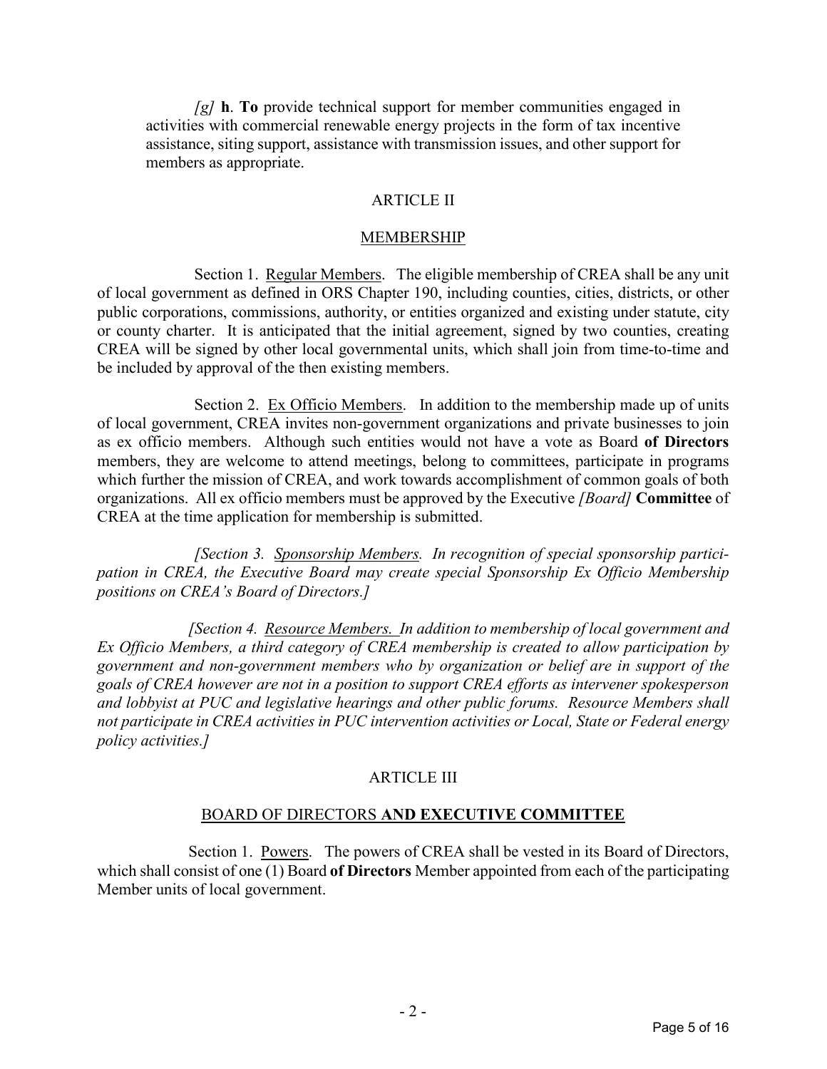*[g]* **h**. **To** provide technical support for member communities engaged in activities with commercial renewable energy projects in the form of tax incentive assistance, siting support, assistance with transmission issues, and other support for members as appropriate.

## ARTICLE II

## MEMBERSHIP

Section 1. Regular Members. The eligible membership of CREA shall be any unit of local government as defined in ORS Chapter 190, including counties, cities, districts, or other public corporations, commissions, authority, or entities organized and existing under statute, city or county charter. It is anticipated that the initial agreement, signed by two counties, creating CREA will be signed by other local governmental units, which shall join from time-to-time and be included by approval of the then existing members.

Section 2. Ex Officio Members. In addition to the membership made up of units of local government, CREA invites non-government organizations and private businesses to join as ex officio members. Although such entities would not have a vote as Board **of Directors** members, they are welcome to attend meetings, belong to committees, participate in programs which further the mission of CREA, and work towards accomplishment of common goals of both organizations. All ex officio members must be approved by the Executive *[Board]* **Committee** of CREA at the time application for membership is submitted.

*[Section 3. Sponsorship Members. In recognition of special sponsorship participation in CREA, the Executive Board may create special Sponsorship Ex Officio Membership positions on CREA's Board of Directors.]*

*[Section 4. Resource Members. In addition to membership of local government and Ex Officio Members, a third category of CREA membership is created to allow participation by government and non-government members who by organization or belief are in support of the goals of CREA however are not in a position to support CREA efforts as intervener spokesperson and lobbyist at PUC and legislative hearings and other public forums. Resource Members shall not participate in CREA activities in PUC intervention activities or Local, State or Federal energy policy activities.]*

## ARTICLE III

## BOARD OF DIRECTORS **AND EXECUTIVE COMMITTEE**

Section 1. Powers. The powers of CREA shall be vested in its Board of Directors, which shall consist of one (1) Board **of Directors** Member appointed from each of the participating Member units of local government.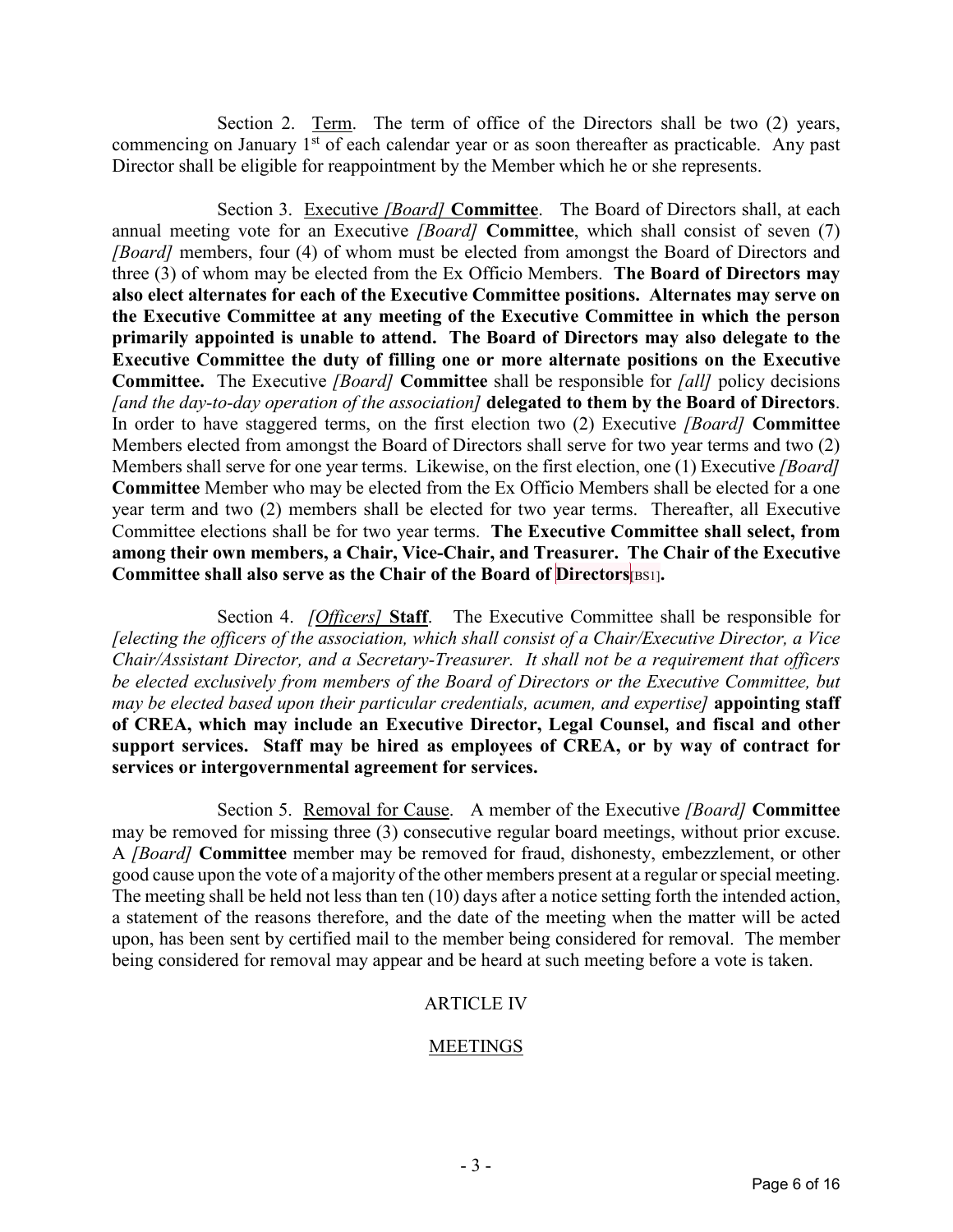Section 2. <u>Term</u>. The term of office of the Directors shall be two (2) years, commencing on January 1st of each calendar year or as soon thereafter as practicable. Any past Director shall be eligible for reappointment by the Member which he or she represents.

Section 3. <u>Executive *[Board]* **Committee**</u>. The Board of Directors shall, at each annual meeting vote for an Executive *[Board]* **Committee**, which shall consist of seven (7) *[Board]* members, four (4) of whom must be elected from amongst the Board of Directors and three (3) of whom may be elected from the Ex Officio Members. **The Board of Directors may also elect alternates for each of the Executive Committee positions. Alternates may serve on the Executive Committee at any meeting of the Executive Committee in which the person primarily appointed is unable to attend. The Board of Directors may also delegate to the Executive Committee the duty of filling one or more alternate positions on the Executive Committee.** The Executive *[Board]* **Committee** shall be responsible for *[all]* policy decisions *[and the day-to-day operation of the association]* **delegated to them by the Board of Directors**. In order to have staggered terms, on the first election two (2) Executive *[Board]* **Committee** Members elected from amongst the Board of Directors shall serve for two year terms and two (2) Members shall serve for one year terms. Likewise, on the first election, one (1) Executive *[Board]* **Committee** Member who may be elected from the Ex Officio Members shall be elected for a one year term and two (2) members shall be elected for two year terms. Thereafter, all Executive Committee elections shall be for two year terms. **The Executive Committee shall select, from among their own members, a Chair, Vice-Chair, and Treasurer. The Chair of the Executive Committee shall also serve as the Chair of the Board of Directors**[BS1]**.**

Section 4. <u>*[Officers]* **Staff**</u>. The Executive Committee shall be responsible for *[electing the officers of the association, which shall consist of a Chair/Executive Director, a Vice Chair/Assistant Director, and a Secretary-Treasurer. It shall not be a requirement that officers be elected exclusively from members of the Board of Directors or the Executive Committee, but may be elected based upon their particular credentials, acumen, and expertise]* **appointing staff of CREA, which may include an Executive Director, Legal Counsel, and fiscal and other support services. Staff may be hired as employees of CREA, or by way of contract for services or intergovernmental agreement for services.**

Section 5. <u>Removal for Cause</u>. A member of the Executive *[Board]* **Committee** may be removed for missing three (3) consecutive regular board meetings, without prior excuse. A *[Board]* **Committee** member may be removed for fraud, dishonesty, embezzlement, or other good cause upon the vote of a majority of the other members present at a regular or special meeting. The meeting shall be held not less than ten (10) days after a notice setting forth the intended action, a statement of the reasons therefore, and the date of the meeting when the matter will be acted upon, has been sent by certified mail to the member being considered for removal. The member being considered for removal may appear and be heard at such meeting before a vote is taken.

## ARTICLE IV

## <u>MEETINGS</u>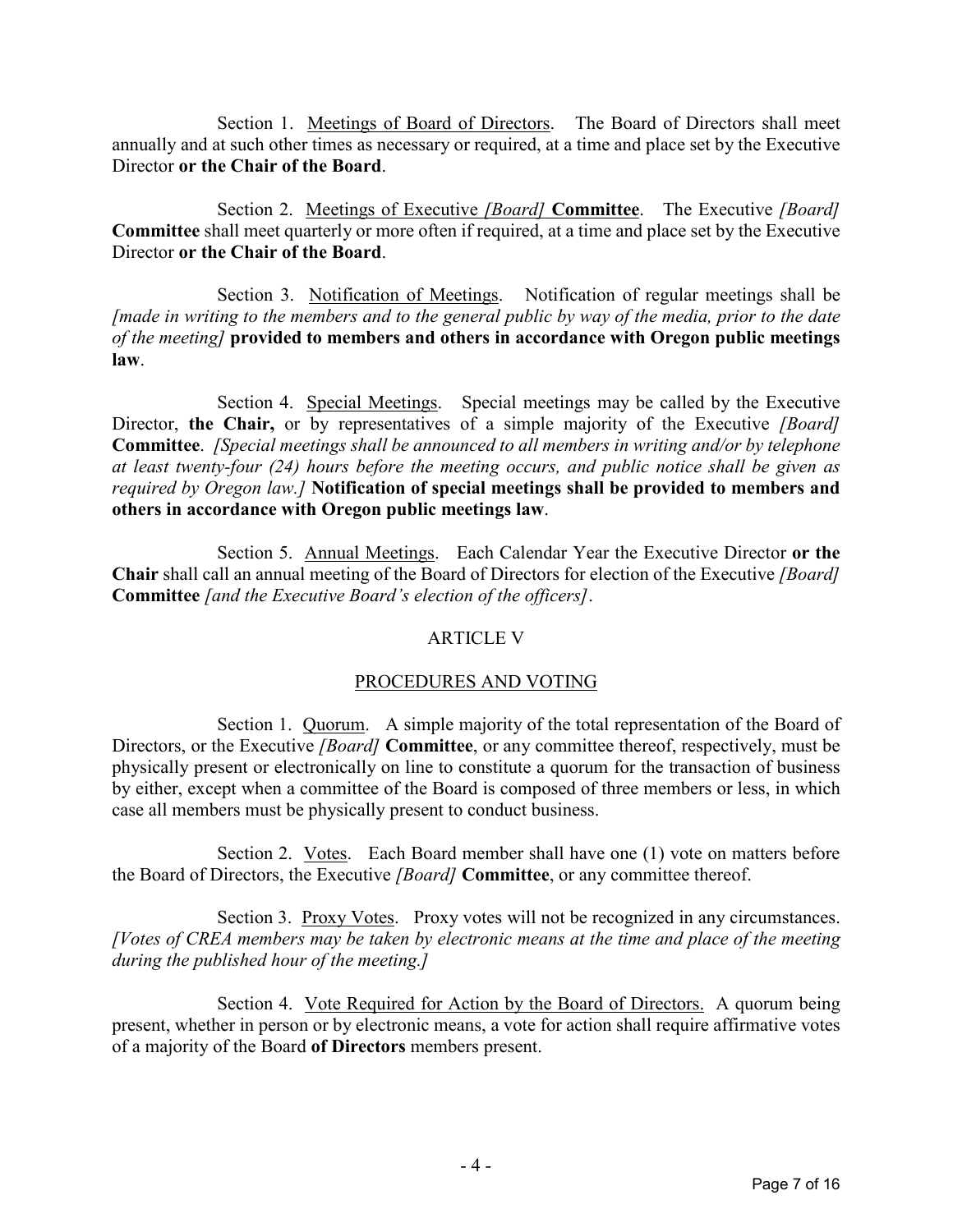Section 1. Meetings of Board of Directors. The Board of Directors shall meet annually and at such other times as necessary or required, at a time and place set by the Executive Director **or the Chair of the Board**.

Section 2. Meetings of Executive *[Board]* **Committee**. The Executive *[Board]* **Committee** shall meet quarterly or more often if required, at a time and place set by the Executive Director **or the Chair of the Board**.

Section 3. Notification of Meetings. Notification of regular meetings shall be *[made in writing to the members and to the general public by way of the media, prior to the date of the meeting]* **provided to members and others in accordance with Oregon public meetings law**.

Section 4. Special Meetings. Special meetings may be called by the Executive Director, **the Chair,** or by representatives of a simple majority of the Executive *[Board]* **Committee**. *[Special meetings shall be announced to all members in writing and/or by telephone at least twenty-four (24) hours before the meeting occurs, and public notice shall be given as required by Oregon law.]* **Notification of special meetings shall be provided to members and others in accordance with Oregon public meetings law**.

Section 5. Annual Meetings. Each Calendar Year the Executive Director **or the Chair** shall call an annual meeting of the Board of Directors for election of the Executive *[Board]* **Committee** *[and the Executive Board's election of the officers]*.

## ARTICLE V

## PROCEDURES AND VOTING

Section 1. Quorum. A simple majority of the total representation of the Board of Directors, or the Executive *[Board]* **Committee**, or any committee thereof, respectively, must be physically present or electronically on line to constitute a quorum for the transaction of business by either, except when a committee of the Board is composed of three members or less, in which case all members must be physically present to conduct business.

Section 2. Votes. Each Board member shall have one (1) vote on matters before the Board of Directors, the Executive *[Board]* **Committee**, or any committee thereof.

Section 3. Proxy Votes. Proxy votes will not be recognized in any circumstances. *[Votes of CREA members may be taken by electronic means at the time and place of the meeting during the published hour of the meeting.]*

Section 4. Vote Required for Action by the Board of Directors. A quorum being present, whether in person or by electronic means, a vote for action shall require affirmative votes of a majority of the Board **of Directors** members present.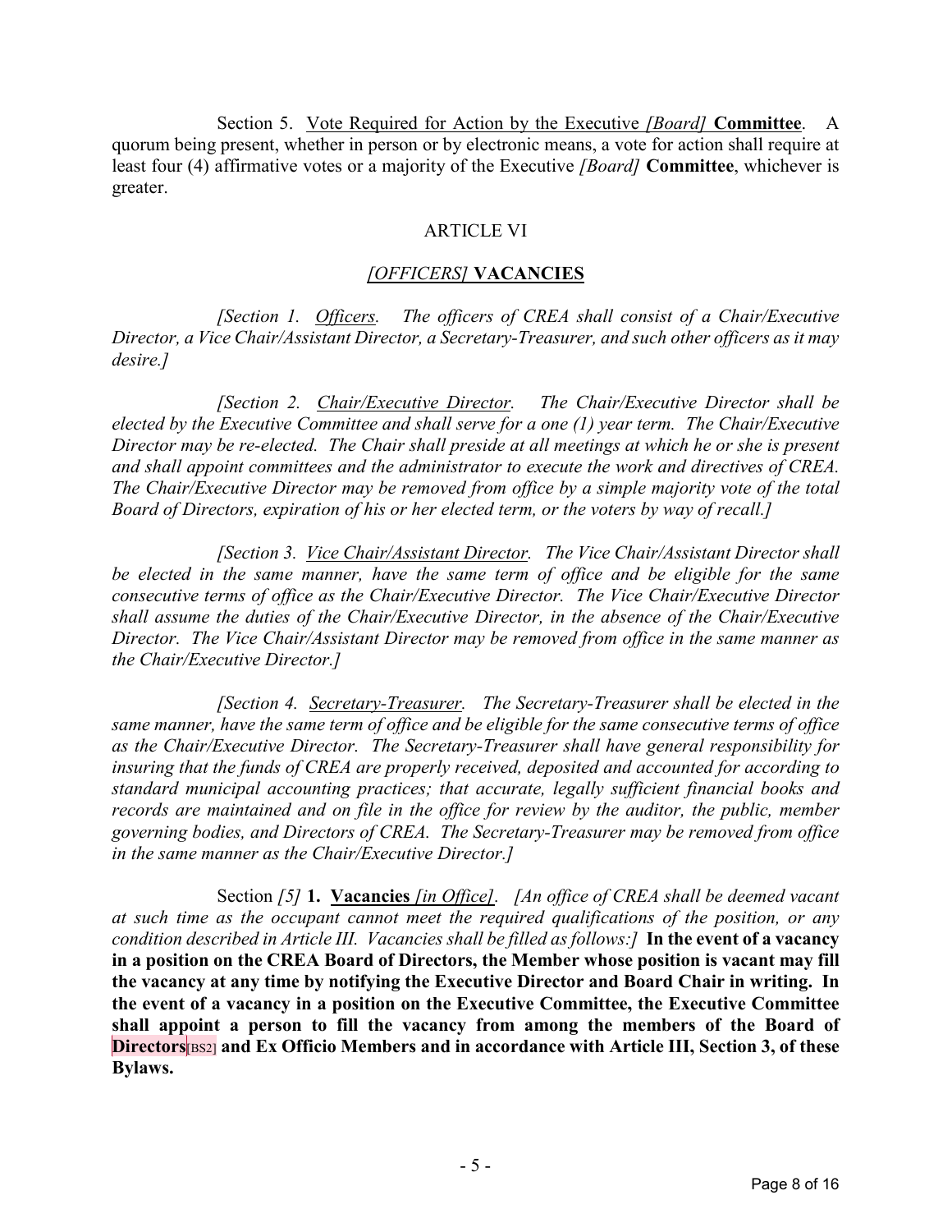Section 5. <u>Vote Required for Action by the Executive *[Board]* **Committee**</u>. A quorum being present, whether in person or by electronic means, a vote for action shall require at least four (4) affirmative votes or a majority of the Executive *[Board]* **Committee**, whichever is greater.

## ARTICLE VI

## <u>*[OFFICERS]* **VACANCIES**</u>

*[Section 1. <u>Officers</u>. The officers of CREA shall consist of a Chair/Executive Director, a Vice Chair/Assistant Director, a Secretary-Treasurer, and such other officers as it may desire.]*

*[Section 2. <u>Chair/Executive Director</u>. The Chair/Executive Director shall be elected by the Executive Committee and shall serve for a one (1) year term. The Chair/Executive Director may be re-elected. The Chair shall preside at all meetings at which he or she is present and shall appoint committees and the administrator to execute the work and directives of CREA. The Chair/Executive Director may be removed from office by a simple majority vote of the total Board of Directors, expiration of his or her elected term, or the voters by way of recall.]*

*[Section 3. <u>Vice Chair/Assistant Director</u>. The Vice Chair/Assistant Director shall be elected in the same manner, have the same term of office and be eligible for the same consecutive terms of office as the Chair/Executive Director. The Vice Chair/Executive Director shall assume the duties of the Chair/Executive Director, in the absence of the Chair/Executive Director. The Vice Chair/Assistant Director may be removed from office in the same manner as the Chair/Executive Director.]*

*[Section 4. <u>Secretary-Treasurer</u>. The Secretary-Treasurer shall be elected in the same manner, have the same term of office and be eligible for the same consecutive terms of office as the Chair/Executive Director. The Secretary-Treasurer shall have general responsibility for insuring that the funds of CREA are properly received, deposited and accounted for according to standard municipal accounting practices; that accurate, legally sufficient financial books and records are maintained and on file in the office for review by the auditor, the public, member governing bodies, and Directors of CREA. The Secretary-Treasurer may be removed from office in the same manner as the Chair/Executive Director.]*

Section *[5]* **1.** <u>**Vacancies** *[in Office]*</u>. *[An office of CREA shall be deemed vacant at such time as the occupant cannot meet the required qualifications of the position, or any condition described in Article III. Vacancies shall be filled as follows:]* **In the event of a vacancy in a position on the CREA Board of Directors, the Member whose position is vacant may fill the vacancy at any time by notifying the Executive Director and Board Chair in writing. In the event of a vacancy in a position on the Executive Committee, the Executive Committee shall appoint a person to fill the vacancy from among the members of the Board of Directors**[BS2] **and Ex Officio Members and in accordance with Article III, Section 3, of these Bylaws.**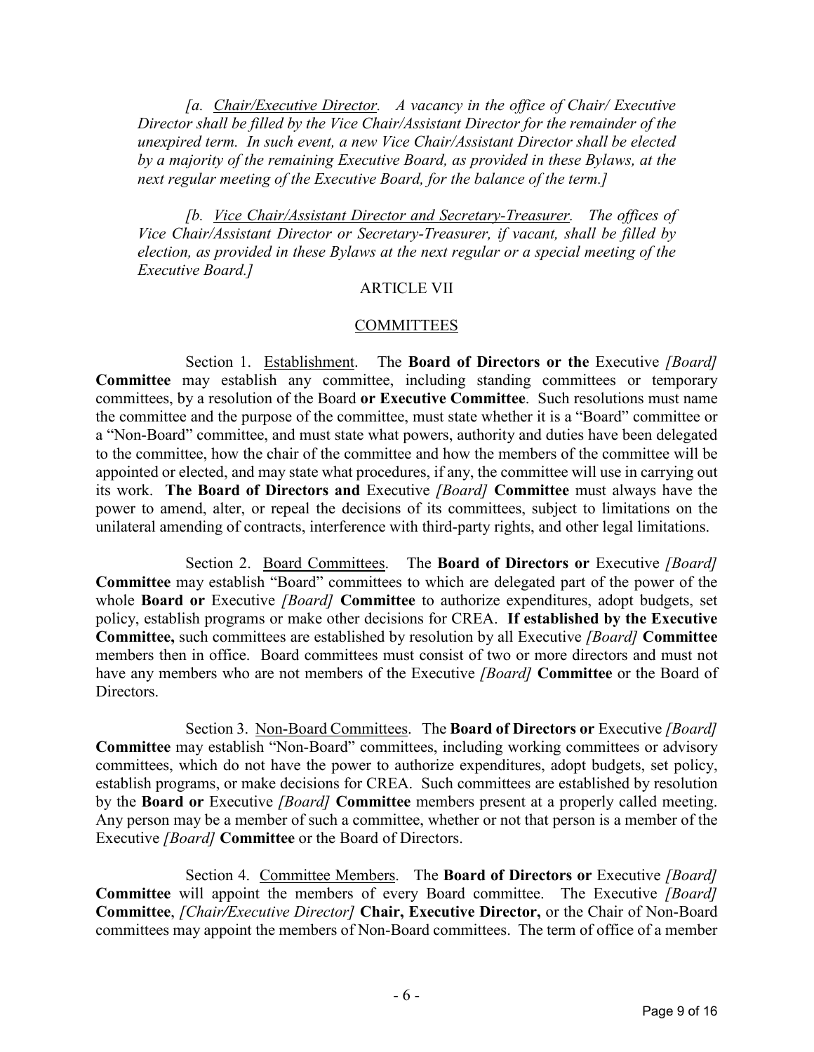*[a. <u>Chair/Executive Director</u>. A vacancy in the office of Chair/ Executive Director shall be filled by the Vice Chair/Assistant Director for the remainder of the unexpired term. In such event, a new Vice Chair/Assistant Director shall be elected by a majority of the remaining Executive Board, as provided in these Bylaws, at the next regular meeting of the Executive Board, for the balance of the term.]*

*[b. <u>Vice Chair/Assistant Director and Secretary-Treasurer</u>. The offices of Vice Chair/Assistant Director or Secretary-Treasurer, if vacant, shall be filled by election, as provided in these Bylaws at the next regular or a special meeting of the Executive Board.]*

ARTICLE VII

<u>COMMITTEES</u>

Section 1. <u>Establishment</u>. The **Board of Directors or the** Executive *[Board]* **Committee** may establish any committee, including standing committees or temporary committees, by a resolution of the Board **or Executive Committee**. Such resolutions must name the committee and the purpose of the committee, must state whether it is a "Board" committee or a "Non-Board" committee, and must state what powers, authority and duties have been delegated to the committee, how the chair of the committee and how the members of the committee will be appointed or elected, and may state what procedures, if any, the committee will use in carrying out its work. **The Board of Directors and** Executive *[Board]* **Committee** must always have the power to amend, alter, or repeal the decisions of its committees, subject to limitations on the unilateral amending of contracts, interference with third-party rights, and other legal limitations.

Section 2. <u>Board Committees</u>. The **Board of Directors or** Executive *[Board]* **Committee** may establish "Board" committees to which are delegated part of the power of the whole **Board or** Executive *[Board]* **Committee** to authorize expenditures, adopt budgets, set policy, establish programs or make other decisions for CREA. **If established by the Executive Committee,** such committees are established by resolution by all Executive *[Board]* **Committee** members then in office. Board committees must consist of two or more directors and must not have any members who are not members of the Executive *[Board]* **Committee** or the Board of Directors.

Section 3. <u>Non-Board Committees</u>. The **Board of Directors or** Executive *[Board]* **Committee** may establish "Non-Board" committees, including working committees or advisory committees, which do not have the power to authorize expenditures, adopt budgets, set policy, establish programs, or make decisions for CREA. Such committees are established by resolution by the **Board or** Executive *[Board]* **Committee** members present at a properly called meeting. Any person may be a member of such a committee, whether or not that person is a member of the Executive *[Board]* **Committee** or the Board of Directors.

Section 4. <u>Committee Members</u>. The **Board of Directors or** Executive *[Board]* **Committee** will appoint the members of every Board committee. The Executive *[Board]* **Committee**, *[Chair/Executive Director]* **Chair, Executive Director,** or the Chair of Non-Board committees may appoint the members of Non-Board committees. The term of office of a member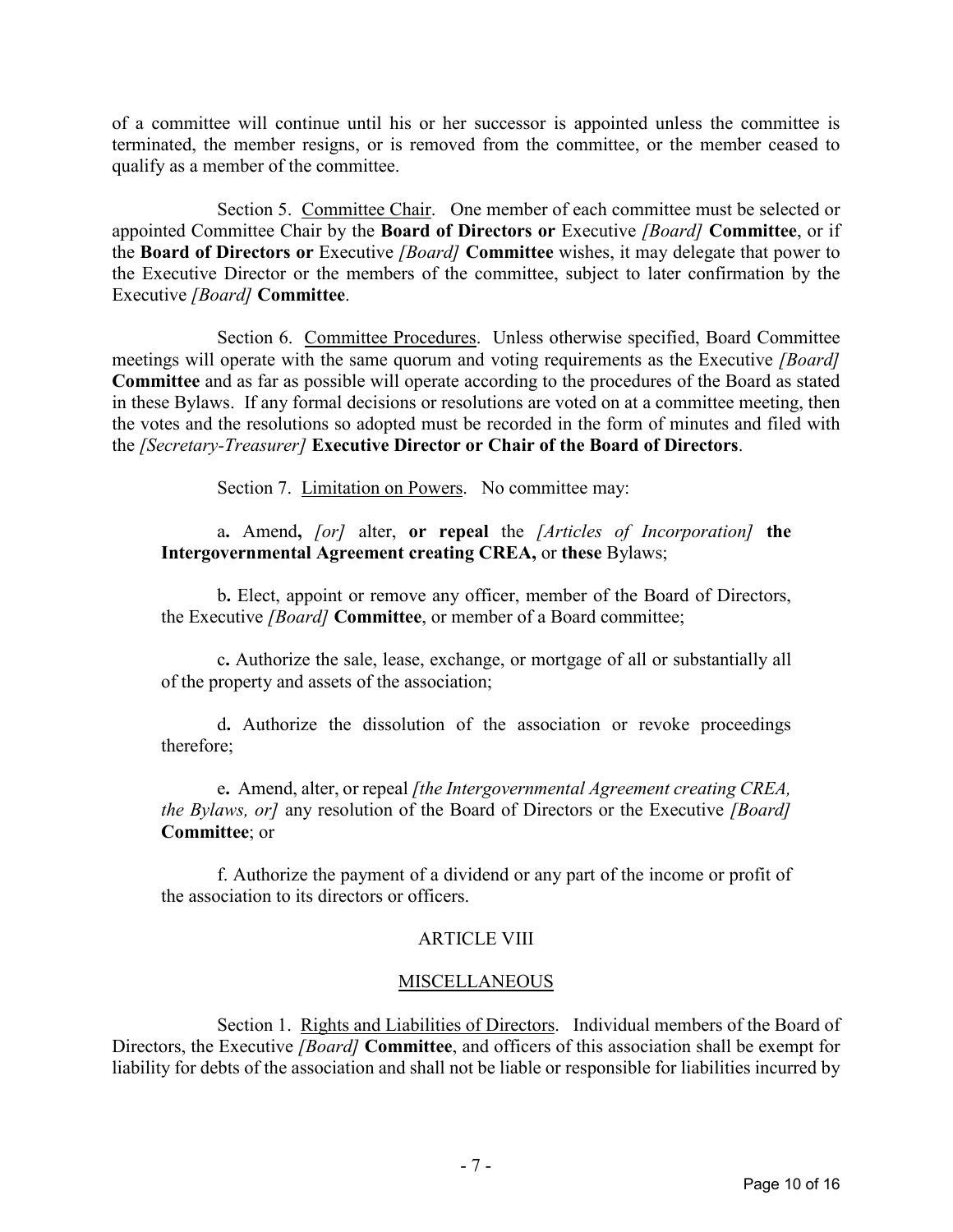of a committee will continue until his or her successor is appointed unless the committee is terminated, the member resigns, or is removed from the committee, or the member ceased to qualify as a member of the committee.

Section 5. Committee Chair. One member of each committee must be selected or appointed Committee Chair by the **Board of Directors or** Executive *[Board]* **Committee**, or if the **Board of Directors or** Executive *[Board]* **Committee** wishes, it may delegate that power to the Executive Director or the members of the committee, subject to later confirmation by the Executive *[Board]* **Committee**.

Section 6. Committee Procedures. Unless otherwise specified, Board Committee meetings will operate with the same quorum and voting requirements as the Executive *[Board]* **Committee** and as far as possible will operate according to the procedures of the Board as stated in these Bylaws. If any formal decisions or resolutions are voted on at a committee meeting, then the votes and the resolutions so adopted must be recorded in the form of minutes and filed with the *[Secretary-Treasurer]* **Executive Director or Chair of the Board of Directors**.

Section 7. Limitation on Powers. No committee may:

a**.** Amend**,** *[or]* alter, **or repeal** the *[Articles of Incorporation]* **the Intergovernmental Agreement creating CREA,** or **these** Bylaws;

b**.** Elect, appoint or remove any officer, member of the Board of Directors, the Executive *[Board]* **Committee**, or member of a Board committee;

c**.** Authorize the sale, lease, exchange, or mortgage of all or substantially all of the property and assets of the association;

d**.** Authorize the dissolution of the association or revoke proceedings therefore;

e**.** Amend, alter, or repeal *[the Intergovernmental Agreement creating CREA, the Bylaws, or]* any resolution of the Board of Directors or the Executive *[Board]* **Committee**; or

f. Authorize the payment of a dividend or any part of the income or profit of the association to its directors or officers.

## ARTICLE VIII

## MISCELLANEOUS

Section 1. Rights and Liabilities of Directors. Individual members of the Board of Directors, the Executive *[Board]* **Committee**, and officers of this association shall be exempt for liability for debts of the association and shall not be liable or responsible for liabilities incurred by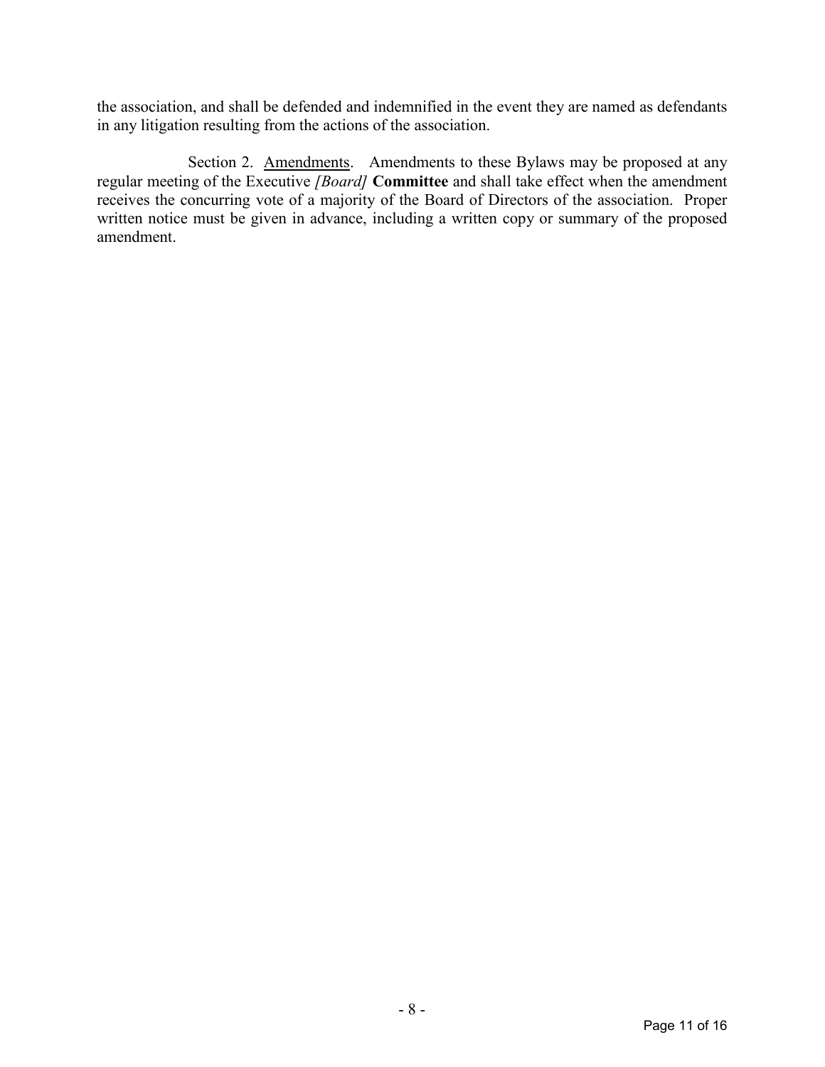the association, and shall be defended and indemnified in the event they are named as defendants in any litigation resulting from the actions of the association.

Section 2. Amendments. Amendments to these Bylaws may be proposed at any regular meeting of the Executive *[Board]* **Committee** and shall take effect when the amendment receives the concurring vote of a majority of the Board of Directors of the association. Proper written notice must be given in advance, including a written copy or summary of the proposed amendment.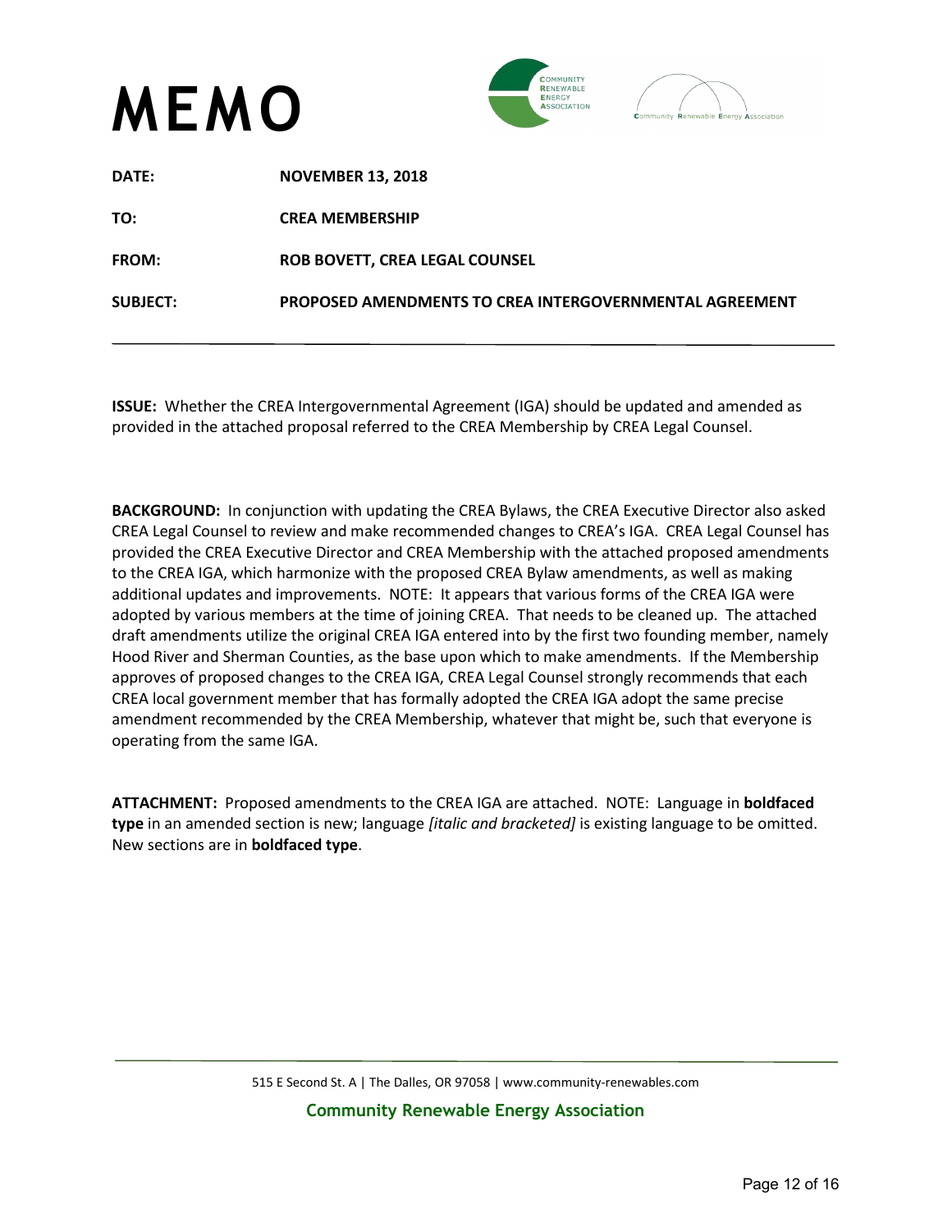# MEMO

| | |
|---|---|
| **DATE:** | **NOVEMBER 13, 2018** |
| **TO:** | **CREA MEMBERSHIP** |
| **FROM:** | **ROB BOVETT, CREA LEGAL COUNSEL** |
| **SUBJECT:** | **PROPOSED AMENDMENTS TO CREA INTERGOVERNMENTAL AGREEMENT** |

---

**ISSUE:** Whether the CREA Intergovernmental Agreement (IGA) should be updated and amended as provided in the attached proposal referred to the CREA Membership by CREA Legal Counsel.

**BACKGROUND:** In conjunction with updating the CREA Bylaws, the CREA Executive Director also asked CREA Legal Counsel to review and make recommended changes to CREA's IGA. CREA Legal Counsel has provided the CREA Executive Director and CREA Membership with the attached proposed amendments to the CREA IGA, which harmonize with the proposed CREA Bylaw amendments, as well as making additional updates and improvements. NOTE: It appears that various forms of the CREA IGA were adopted by various members at the time of joining CREA. That needs to be cleaned up. The attached draft amendments utilize the original CREA IGA entered into by the first two founding member, namely Hood River and Sherman Counties, as the base upon which to make amendments. If the Membership approves of proposed changes to the CREA IGA, CREA Legal Counsel strongly recommends that each CREA local government member that has formally adopted the CREA IGA adopt the same precise amendment recommended by the CREA Membership, whatever that might be, such that everyone is operating from the same IGA.

**ATTACHMENT:** Proposed amendments to the CREA IGA are attached. NOTE: Language in **boldfaced type** in an amended section is new; language *[italic and bracketed]* is existing language to be omitted. New sections are in **boldfaced type**.

---

515 E Second St. A | The Dalles, OR 97058 | www.community-renewables.com

**Community Renewable Energy Association**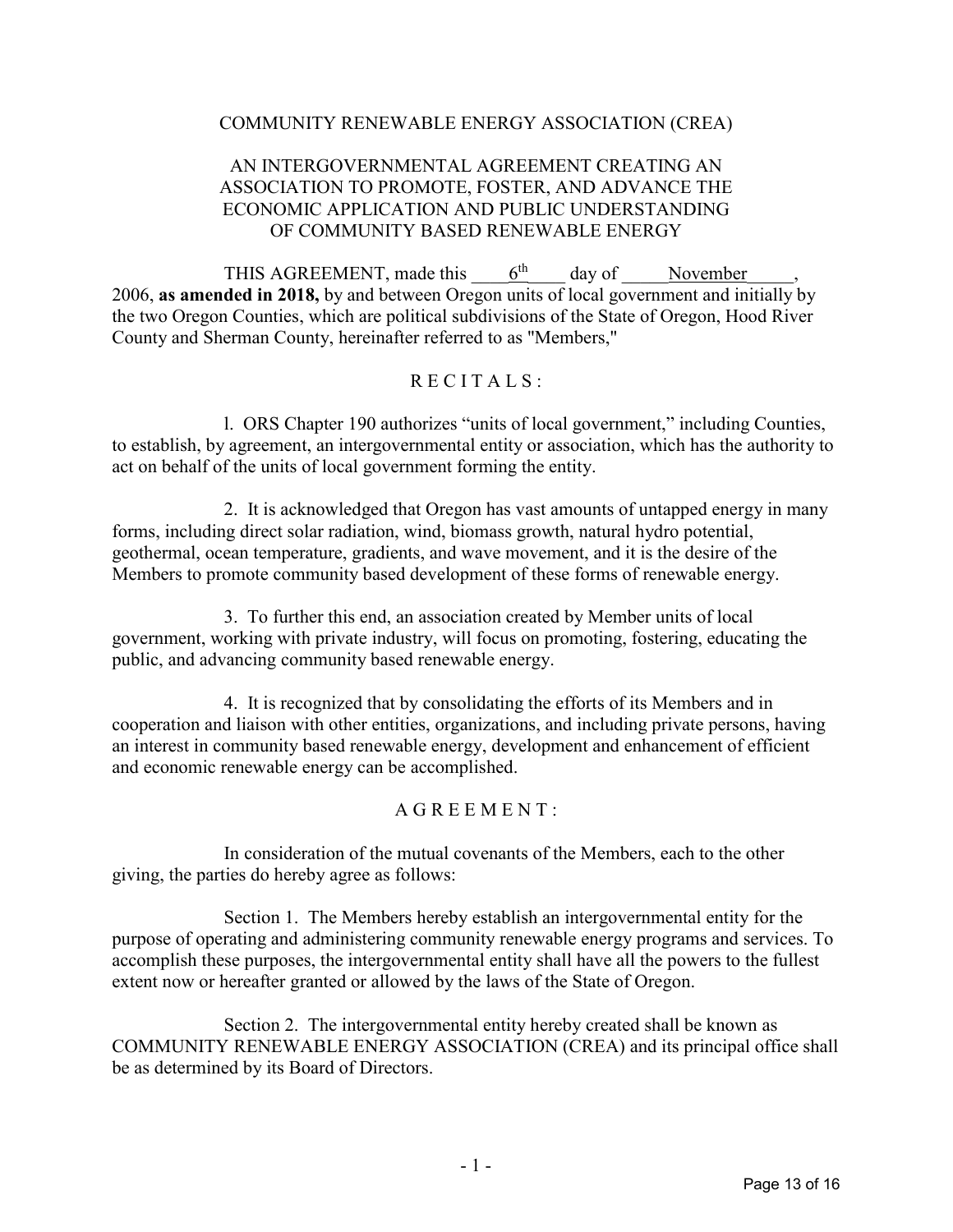COMMUNITY RENEWABLE ENERGY ASSOCIATION (CREA)

AN INTERGOVERNMENTAL AGREEMENT CREATING AN ASSOCIATION TO PROMOTE, FOSTER, AND ADVANCE THE ECONOMIC APPLICATION AND PUBLIC UNDERSTANDING OF COMMUNITY BASED RENEWABLE ENERGY

THIS AGREEMENT, made this 6th day of November, 2006, **as amended in 2018,** by and between Oregon units of local government and initially by the two Oregon Counties, which are political subdivisions of the State of Oregon, Hood River County and Sherman County, hereinafter referred to as "Members,"

R E C I T A L S :

1. ORS Chapter 190 authorizes "units of local government," including Counties, to establish, by agreement, an intergovernmental entity or association, which has the authority to act on behalf of the units of local government forming the entity.

2. It is acknowledged that Oregon has vast amounts of untapped energy in many forms, including direct solar radiation, wind, biomass growth, natural hydro potential, geothermal, ocean temperature, gradients, and wave movement, and it is the desire of the Members to promote community based development of these forms of renewable energy.

3. To further this end, an association created by Member units of local government, working with private industry, will focus on promoting, fostering, educating the public, and advancing community based renewable energy.

4. It is recognized that by consolidating the efforts of its Members and in cooperation and liaison with other entities, organizations, and including private persons, having an interest in community based renewable energy, development and enhancement of efficient and economic renewable energy can be accomplished.

A G R E E M E N T :

In consideration of the mutual covenants of the Members, each to the other giving, the parties do hereby agree as follows:

Section 1. The Members hereby establish an intergovernmental entity for the purpose of operating and administering community renewable energy programs and services. To accomplish these purposes, the intergovernmental entity shall have all the powers to the fullest extent now or hereafter granted or allowed by the laws of the State of Oregon.

Section 2. The intergovernmental entity hereby created shall be known as COMMUNITY RENEWABLE ENERGY ASSOCIATION (CREA) and its principal office shall be as determined by its Board of Directors.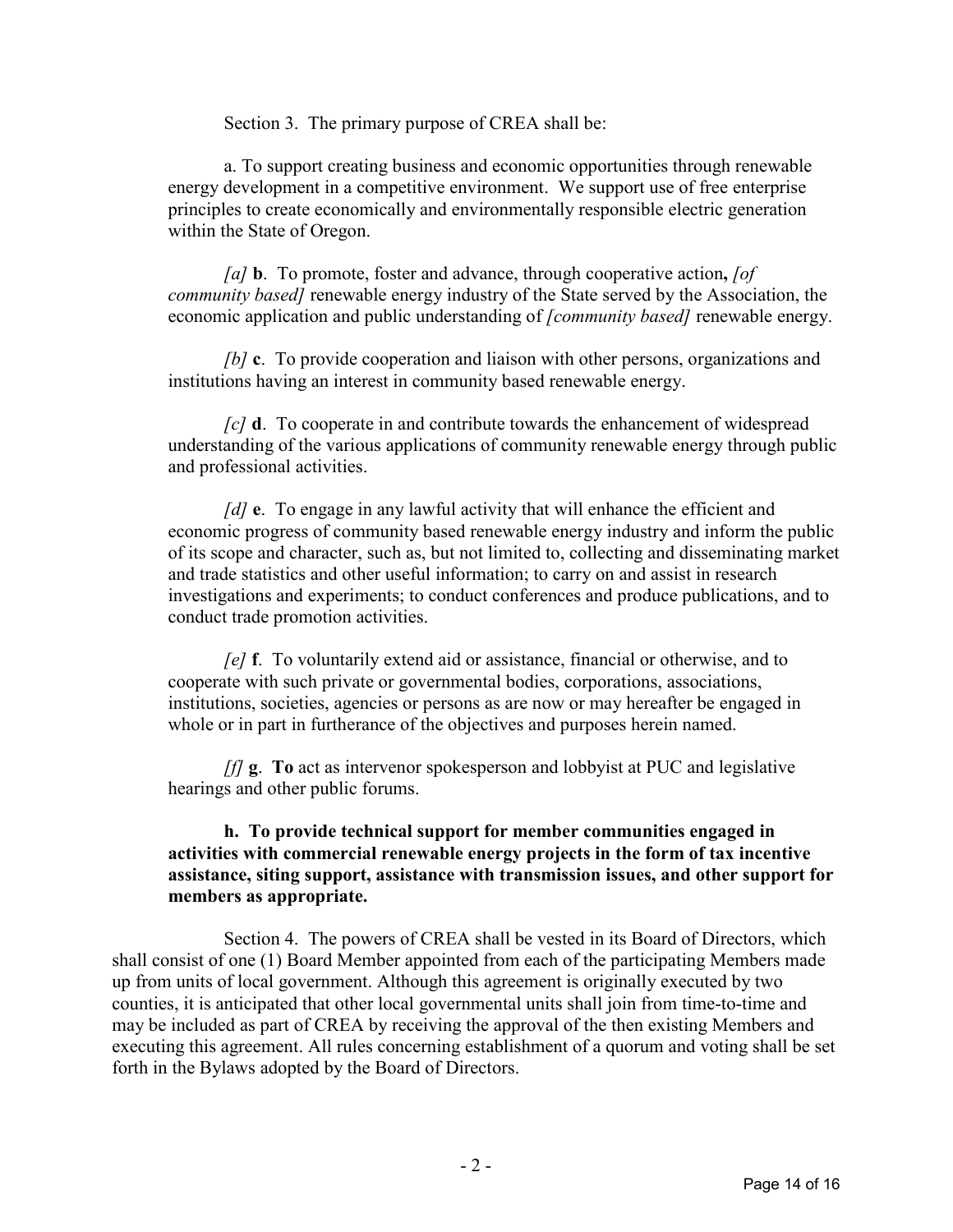Section 3. The primary purpose of CREA shall be:

a. To support creating business and economic opportunities through renewable energy development in a competitive environment. We support use of free enterprise principles to create economically and environmentally responsible electric generation within the State of Oregon.

*[a]* **b**. To promote, foster and advance, through cooperative action**,** *[of community based]* renewable energy industry of the State served by the Association, the economic application and public understanding of *[community based]* renewable energy.

*[b]* **c**. To provide cooperation and liaison with other persons, organizations and institutions having an interest in community based renewable energy.

*[c]* **d**. To cooperate in and contribute towards the enhancement of widespread understanding of the various applications of community renewable energy through public and professional activities.

*[d]* **e**. To engage in any lawful activity that will enhance the efficient and economic progress of community based renewable energy industry and inform the public of its scope and character, such as, but not limited to, collecting and disseminating market and trade statistics and other useful information; to carry on and assist in research investigations and experiments; to conduct conferences and produce publications, and to conduct trade promotion activities.

*[e]* **f**. To voluntarily extend aid or assistance, financial or otherwise, and to cooperate with such private or governmental bodies, corporations, associations, institutions, societies, agencies or persons as are now or may hereafter be engaged in whole or in part in furtherance of the objectives and purposes herein named.

*[f]* **g**. **To** act as intervenor spokesperson and lobbyist at PUC and legislative hearings and other public forums.

**h. To provide technical support for member communities engaged in activities with commercial renewable energy projects in the form of tax incentive assistance, siting support, assistance with transmission issues, and other support for members as appropriate.**

Section 4. The powers of CREA shall be vested in its Board of Directors, which shall consist of one (1) Board Member appointed from each of the participating Members made up from units of local government. Although this agreement is originally executed by two counties, it is anticipated that other local governmental units shall join from time-to-time and may be included as part of CREA by receiving the approval of the then existing Members and executing this agreement. All rules concerning establishment of a quorum and voting shall be set forth in the Bylaws adopted by the Board of Directors.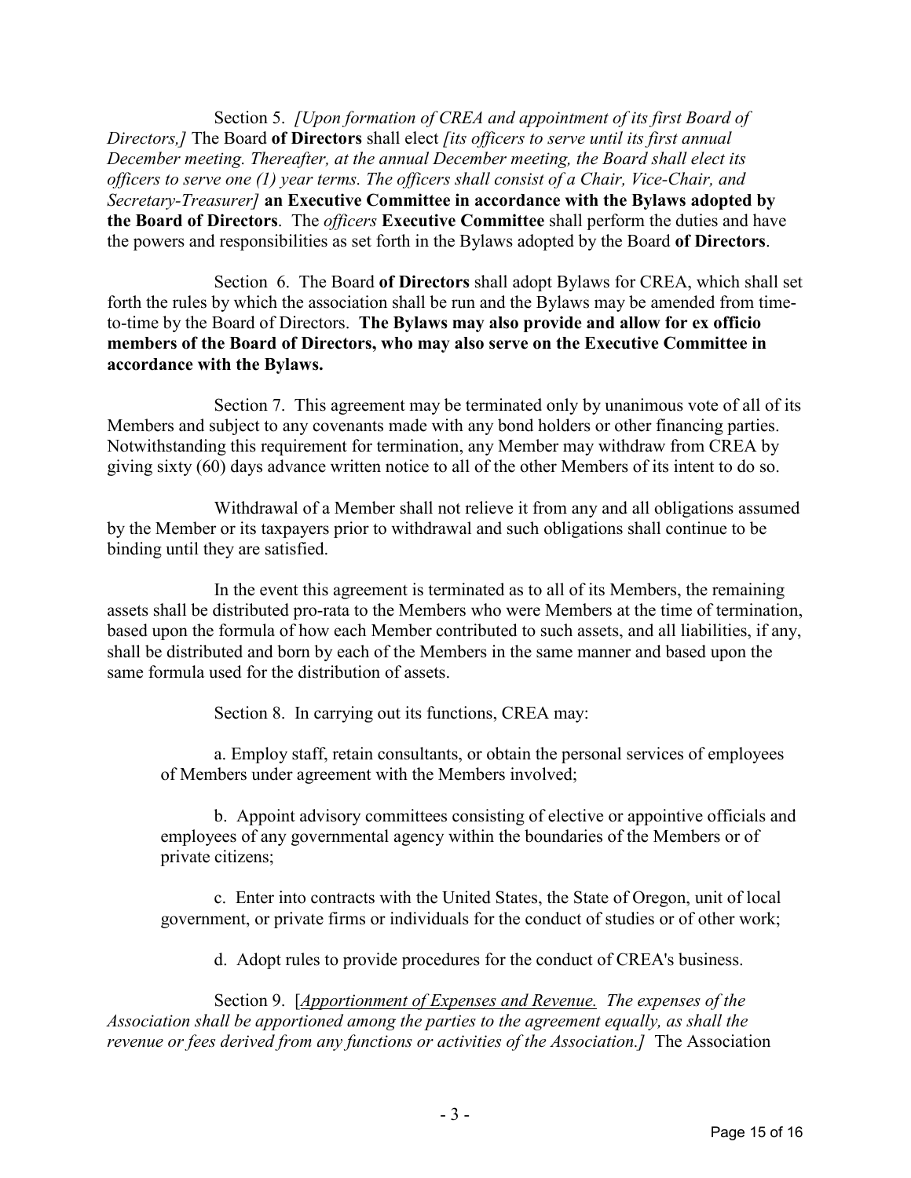Section 5. *[Upon formation of CREA and appointment of its first Board of Directors,]* The Board **of Directors** shall elect *[its officers to serve until its first annual December meeting. Thereafter, at the annual December meeting, the Board shall elect its officers to serve one (1) year terms. The officers shall consist of a Chair, Vice-Chair, and Secretary-Treasurer]* **an Executive Committee in accordance with the Bylaws adopted by the Board of Directors**. The *officers* **Executive Committee** shall perform the duties and have the powers and responsibilities as set forth in the Bylaws adopted by the Board **of Directors**.

Section 6. The Board **of Directors** shall adopt Bylaws for CREA, which shall set forth the rules by which the association shall be run and the Bylaws may be amended from time-to-time by the Board of Directors. **The Bylaws may also provide and allow for ex officio members of the Board of Directors, who may also serve on the Executive Committee in accordance with the Bylaws.**

Section 7. This agreement may be terminated only by unanimous vote of all of its Members and subject to any covenants made with any bond holders or other financing parties. Notwithstanding this requirement for termination, any Member may withdraw from CREA by giving sixty (60) days advance written notice to all of the other Members of its intent to do so.

Withdrawal of a Member shall not relieve it from any and all obligations assumed by the Member or its taxpayers prior to withdrawal and such obligations shall continue to be binding until they are satisfied.

In the event this agreement is terminated as to all of its Members, the remaining assets shall be distributed pro-rata to the Members who were Members at the time of termination, based upon the formula of how each Member contributed to such assets, and all liabilities, if any, shall be distributed and born by each of the Members in the same manner and based upon the same formula used for the distribution of assets.

Section 8. In carrying out its functions, CREA may:

a. Employ staff, retain consultants, or obtain the personal services of employees of Members under agreement with the Members involved;

b. Appoint advisory committees consisting of elective or appointive officials and employees of any governmental agency within the boundaries of the Members or of private citizens;

c. Enter into contracts with the United States, the State of Oregon, unit of local government, or private firms or individuals for the conduct of studies or of other work;

d. Adopt rules to provide procedures for the conduct of CREA's business.

Section 9. [*Apportionment of Expenses and Revenue. The expenses of the Association shall be apportioned among the parties to the agreement equally, as shall the revenue or fees derived from any functions or activities of the Association.]* The Association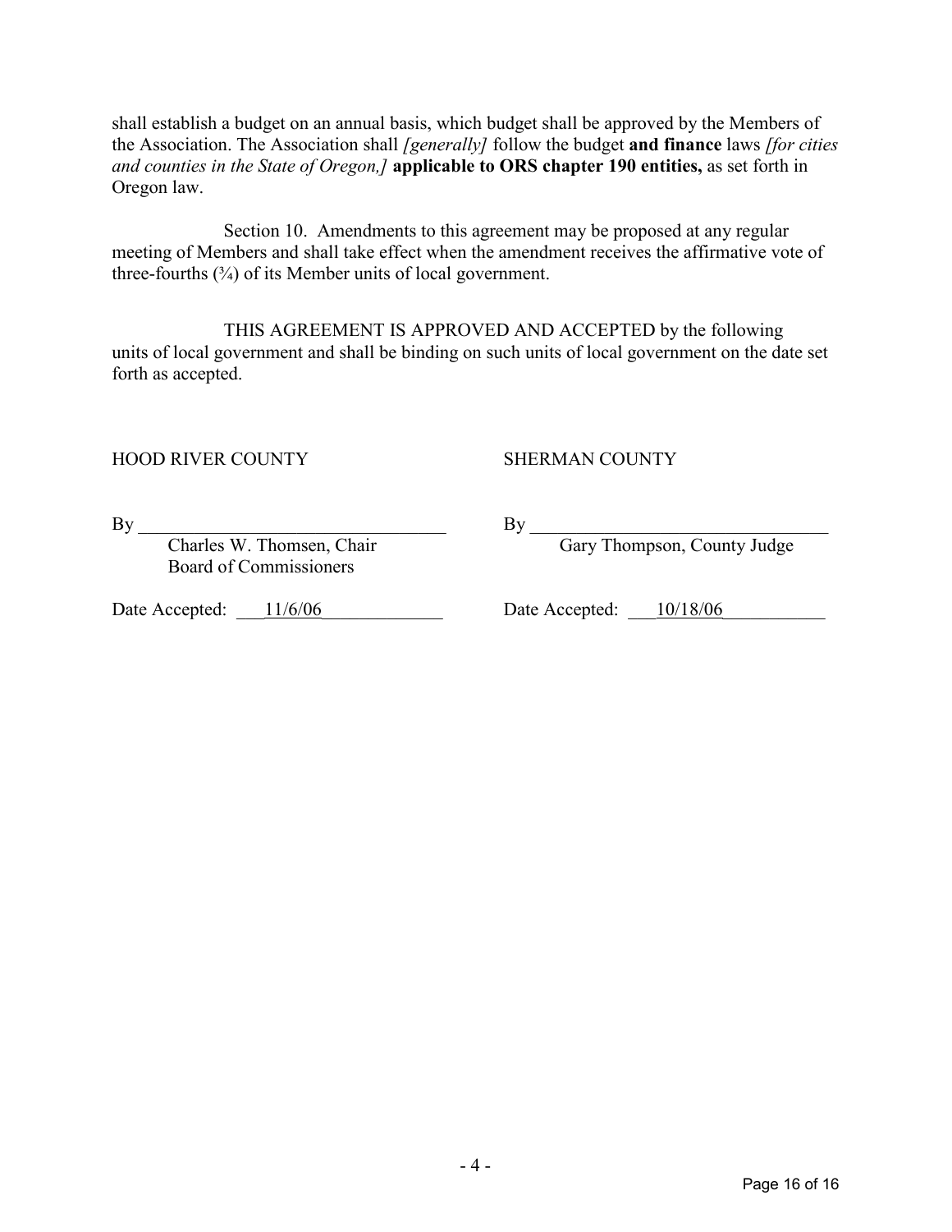shall establish a budget on an annual basis, which budget shall be approved by the Members of the Association. The Association shall *[generally]* follow the budget **and finance** laws *[for cities and counties in the State of Oregon,]* **applicable to ORS chapter 190 entities,** as set forth in Oregon law.

Section 10. Amendments to this agreement may be proposed at any regular meeting of Members and shall take effect when the amendment receives the affirmative vote of three-fourths (¾) of its Member units of local government.

THIS AGREEMENT IS APPROVED AND ACCEPTED by the following units of local government and shall be binding on such units of local government on the date set forth as accepted.

HOOD RIVER COUNTY

By ________________________________
Charles W. Thomsen, Chair
Board of Commissioners

Date Accepted: 11/6/06

SHERMAN COUNTY

By ________________________________
Gary Thompson, County Judge

Date Accepted: 10/18/06